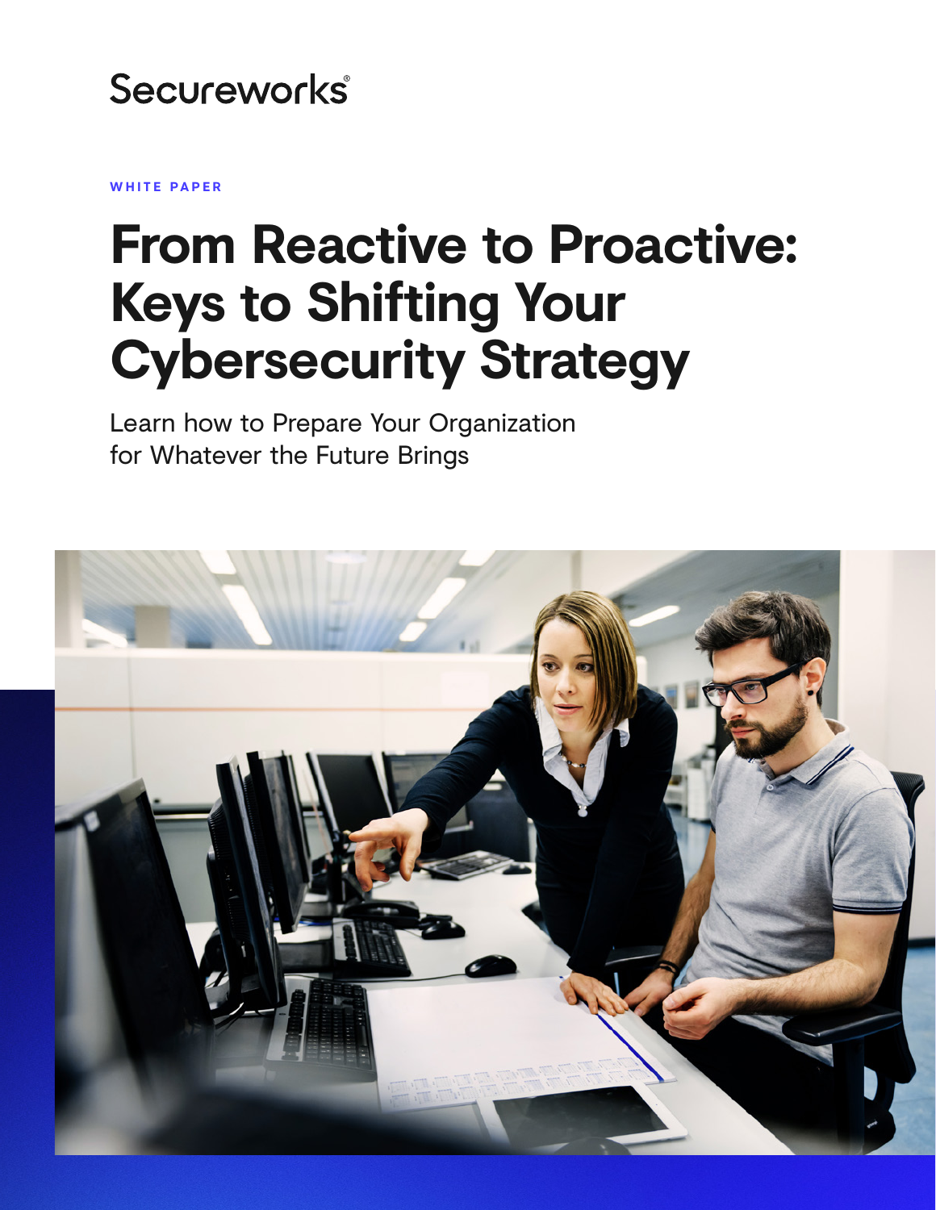Secureworks®

WHITE PAPER

# From Reactive to Proactive: Keys to Shifting Your Cybersecurity Strategy

Learn how to Prepare Your Organization for Whatever the Future Brings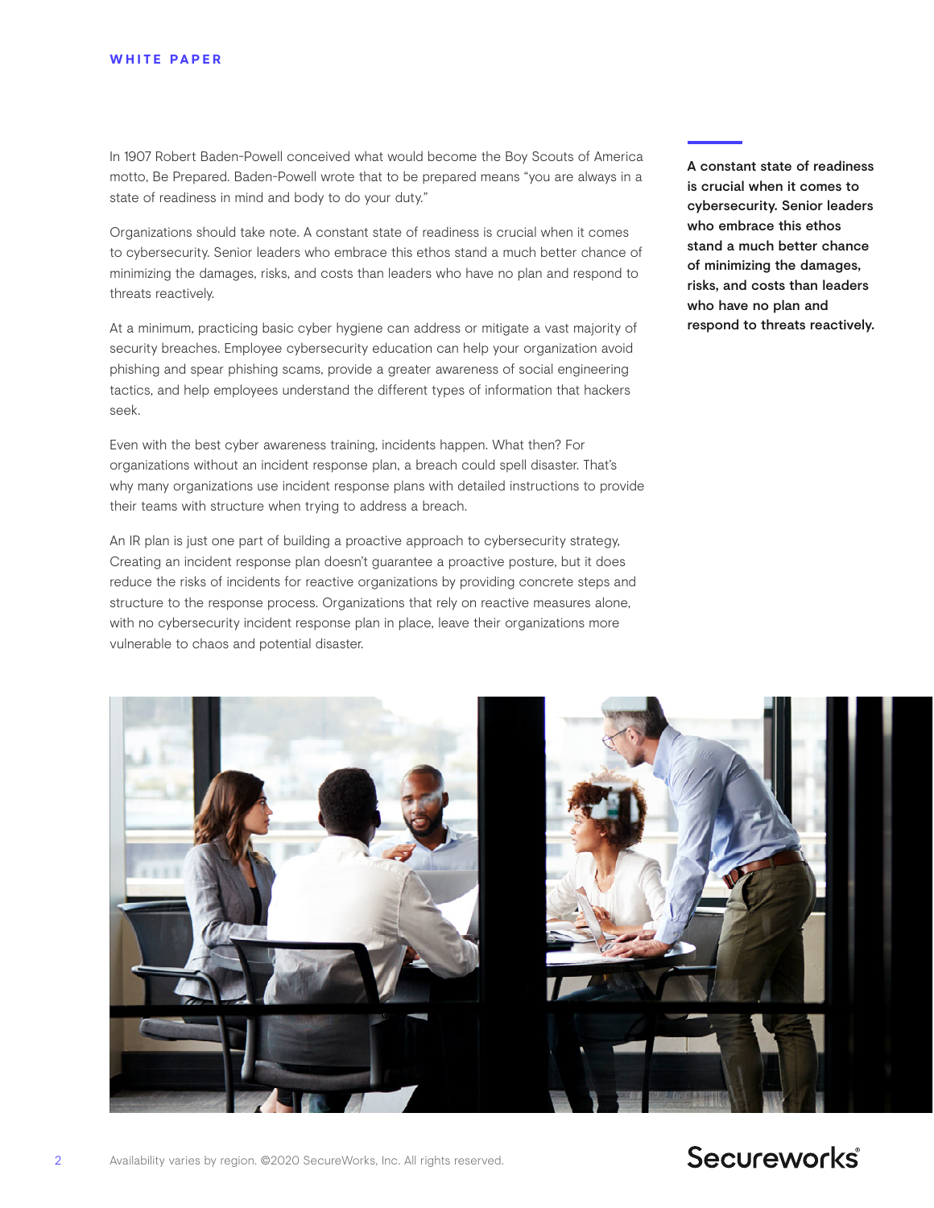In 1907 Robert Baden-Powell conceived what would become the Boy Scouts of America motto, Be Prepared. Baden-Powell wrote that to be prepared means "you are always in a state of readiness in mind and body to do your duty."

Organizations should take note. A constant state of readiness is crucial when it comes to cybersecurity. Senior leaders who embrace this ethos stand a much better chance of minimizing the damages, risks, and costs than leaders who have no plan and respond to threats reactively.

At a minimum, practicing basic cyber hygiene can address or mitigate a vast majority of security breaches. Employee cybersecurity education can help your organization avoid phishing and spear phishing scams, provide a greater awareness of social engineering tactics, and help employees understand the different types of information that hackers seek.

Even with the best cyber awareness training, incidents happen. What then? For organizations without an incident response plan, a breach could spell disaster. That's why many organizations use incident response plans with detailed instructions to provide their teams with structure when trying to address a breach.

An IR plan is just one part of building a proactive approach to cybersecurity strategy. Creating an incident response plan doesn't guarantee a proactive posture, but it does reduce the risks of incidents for reactive organizations by providing concrete steps and structure to the response process. Organizations that rely on reactive measures alone, with no cybersecurity incident response plan in place, leave their organizations more vulnerable to chaos and potential disaster.

**A constant state of readiness is crucial when it comes to cybersecurity. Senior leaders who embrace this ethos stand a much better chance of minimizing the damages, risks, and costs than leaders who have no plan and respond to threats reactively.**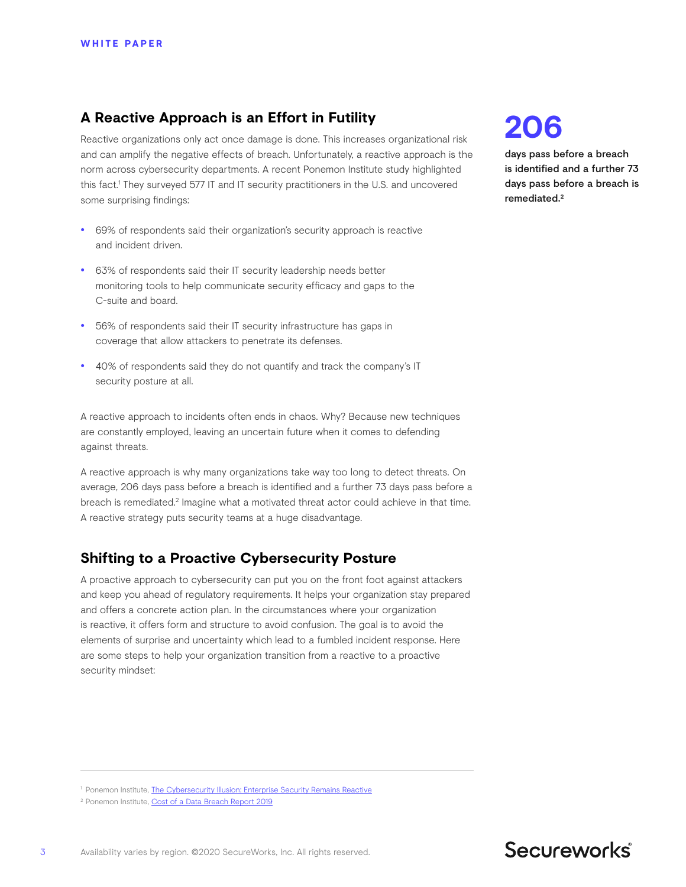## A Reactive Approach is an Effort in Futility

Reactive organizations only act once damage is done. This increases organizational risk and can amplify the negative effects of breach. Unfortunately, a reactive approach is the norm across cybersecurity departments. A recent Ponemon Institute study highlighted this fact.[1] They surveyed 577 IT and IT security practitioners in the U.S. and uncovered some surprising findings:

- 69% of respondents said their organization's security approach is reactive and incident driven.
- 63% of respondents said their IT security leadership needs better monitoring tools to help communicate security efficacy and gaps to the C-suite and board.
- 56% of respondents said their IT security infrastructure has gaps in coverage that allow attackers to penetrate its defenses.
- 40% of respondents said they do not quantify and track the company's IT security posture at all.

A reactive approach to incidents often ends in chaos. Why? Because new techniques are constantly employed, leaving an uncertain future when it comes to defending against threats.

A reactive approach is why many organizations take way too long to detect threats. On average, 206 days pass before a breach is identified and a further 73 days pass before a breach is remediated.[2] Imagine what a motivated threat actor could achieve in that time. A reactive strategy puts security teams at a huge disadvantage.

**206**

**days pass before a breach is identified and a further 73 days pass before a breach is remediated.[2]**

## Shifting to a Proactive Cybersecurity Posture

A proactive approach to cybersecurity can put you on the front foot against attackers and keep you ahead of regulatory requirements. It helps your organization stay prepared and offers a concrete action plan. In the circumstances where your organization is reactive, it offers form and structure to avoid confusion. The goal is to avoid the elements of surprise and uncertainty which lead to a fumbled incident response. Here are some steps to help your organization transition from a reactive to a proactive security mindset:

---

[1] Ponemon Institute, The Cybersecurity Illusion: Enterprise Security Remains Reactive

[2] Ponemon Institute, Cost of a Data Breach Report 2019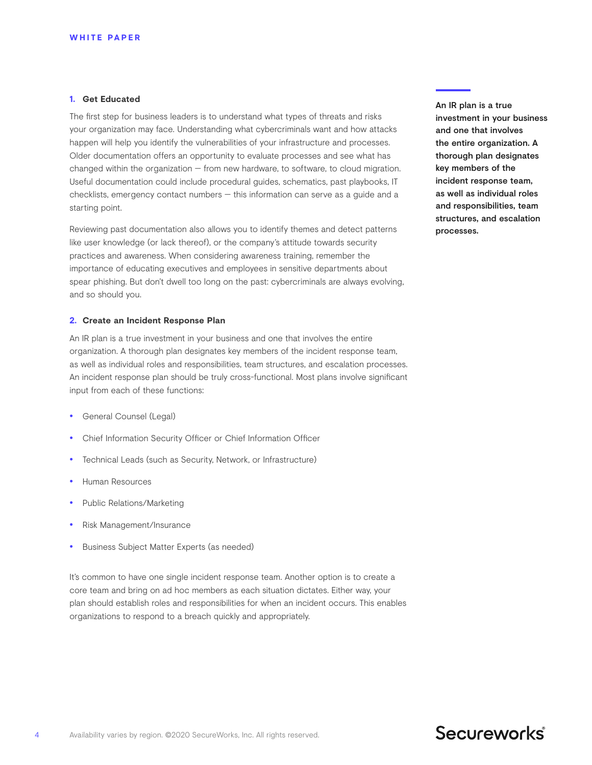### 1. Get Educated

The first step for business leaders is to understand what types of threats and risks your organization may face. Understanding what cybercriminals want and how attacks happen will help you identify the vulnerabilities of your infrastructure and processes. Older documentation offers an opportunity to evaluate processes and see what has changed within the organization — from new hardware, to software, to cloud migration. Useful documentation could include procedural guides, schematics, past playbooks, IT checklists, emergency contact numbers — this information can serve as a guide and a starting point.

Reviewing past documentation also allows you to identify themes and detect patterns like user knowledge (or lack thereof), or the company's attitude towards security practices and awareness. When considering awareness training, remember the importance of educating executives and employees in sensitive departments about spear phishing. But don't dwell too long on the past: cybercriminals are always evolving, and so should you.

### 2. Create an Incident Response Plan

An IR plan is a true investment in your business and one that involves the entire organization. A thorough plan designates key members of the incident response team, as well as individual roles and responsibilities, team structures, and escalation processes. An incident response plan should be truly cross-functional. Most plans involve significant input from each of these functions:

- General Counsel (Legal)
- Chief Information Security Officer or Chief Information Officer
- Technical Leads (such as Security, Network, or Infrastructure)
- Human Resources
- Public Relations/Marketing
- Risk Management/Insurance
- Business Subject Matter Experts (as needed)

It's common to have one single incident response team. Another option is to create a core team and bring on ad hoc members as each situation dictates. Either way, your plan should establish roles and responsibilities for when an incident occurs. This enables organizations to respond to a breach quickly and appropriately.

**An IR plan is a true investment in your business and one that involves the entire organization. A thorough plan designates key members of the incident response team, as well as individual roles and responsibilities, team structures, and escalation processes.**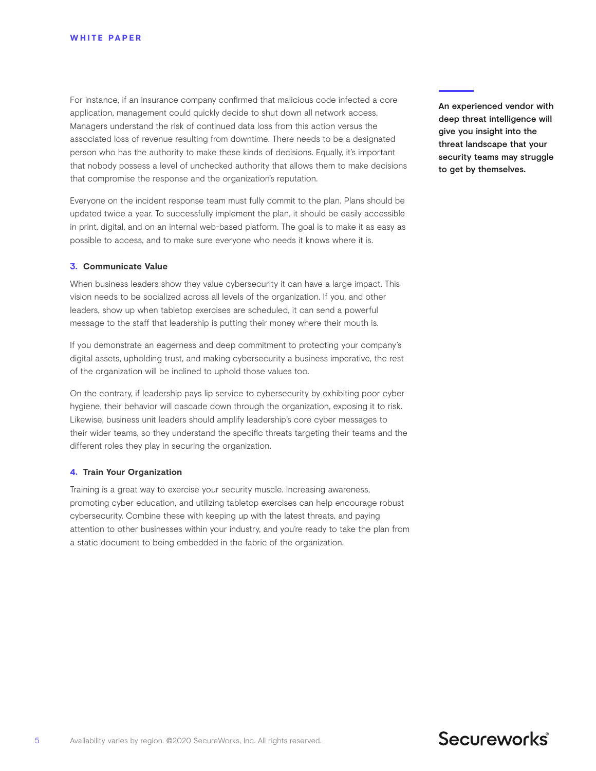For instance, if an insurance company confirmed that malicious code infected a core application, management could quickly decide to shut down all network access. Managers understand the risk of continued data loss from this action versus the associated loss of revenue resulting from downtime. There needs to be a designated person who has the authority to make these kinds of decisions. Equally, it's important that nobody possess a level of unchecked authority that allows them to make decisions that compromise the response and the organization's reputation.

Everyone on the incident response team must fully commit to the plan. Plans should be updated twice a year. To successfully implement the plan, it should be easily accessible in print, digital, and on an internal web-based platform. The goal is to make it as easy as possible to access, and to make sure everyone who needs it knows where it is.

**An experienced vendor with deep threat intelligence will give you insight into the threat landscape that your security teams may struggle to get by themselves.**

### 3. Communicate Value

When business leaders show they value cybersecurity it can have a large impact. This vision needs to be socialized across all levels of the organization. If you, and other leaders, show up when tabletop exercises are scheduled, it can send a powerful message to the staff that leadership is putting their money where their mouth is.

If you demonstrate an eagerness and deep commitment to protecting your company's digital assets, upholding trust, and making cybersecurity a business imperative, the rest of the organization will be inclined to uphold those values too.

On the contrary, if leadership pays lip service to cybersecurity by exhibiting poor cyber hygiene, their behavior will cascade down through the organization, exposing it to risk. Likewise, business unit leaders should amplify leadership's core cyber messages to their wider teams, so they understand the specific threats targeting their teams and the different roles they play in securing the organization.

### 4. Train Your Organization

Training is a great way to exercise your security muscle. Increasing awareness, promoting cyber education, and utilizing tabletop exercises can help encourage robust cybersecurity. Combine these with keeping up with the latest threats, and paying attention to other businesses within your industry, and you're ready to take the plan from a static document to being embedded in the fabric of the organization.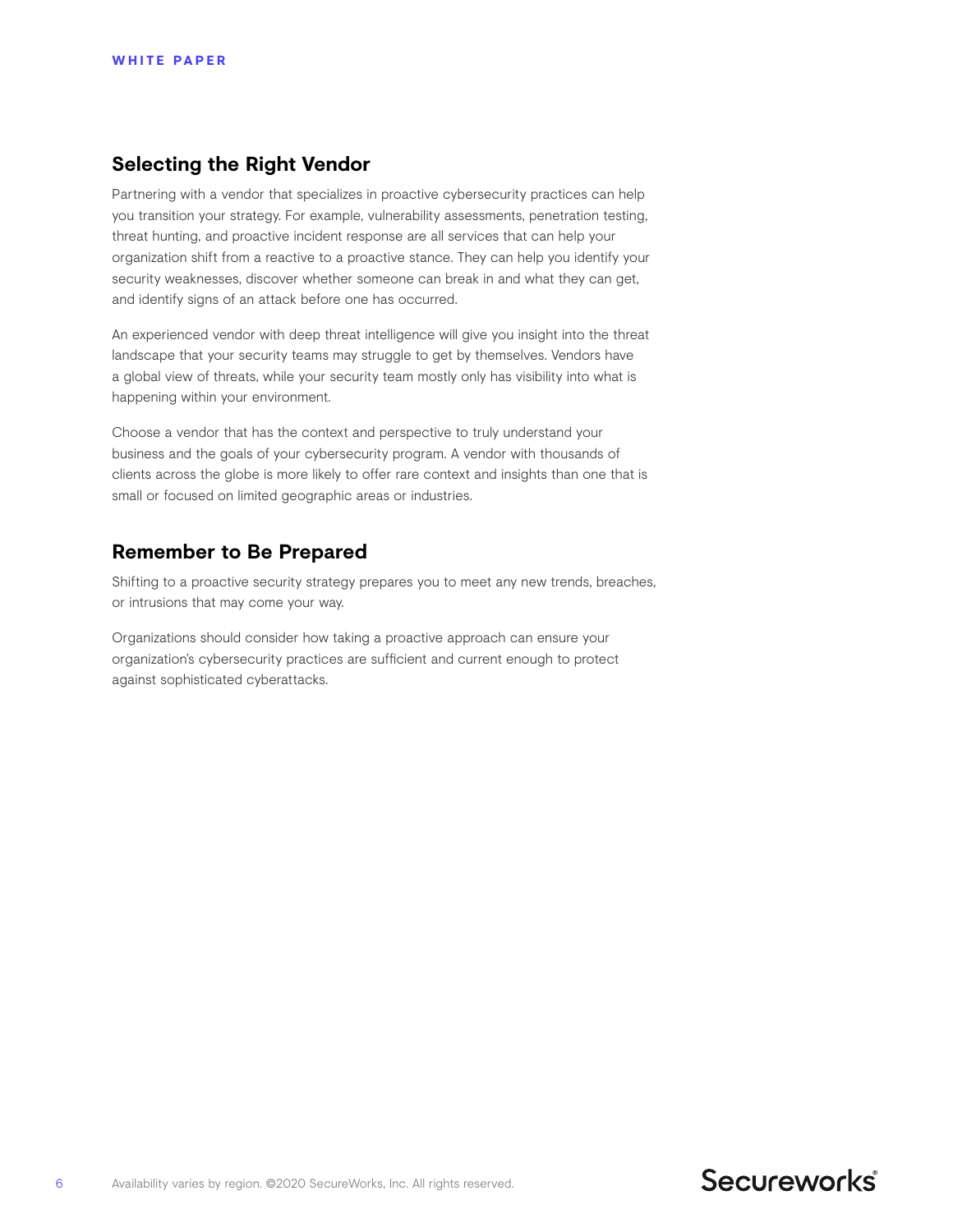## Selecting the Right Vendor

Partnering with a vendor that specializes in proactive cybersecurity practices can help you transition your strategy. For example, vulnerability assessments, penetration testing, threat hunting, and proactive incident response are all services that can help your organization shift from a reactive to a proactive stance. They can help you identify your security weaknesses, discover whether someone can break in and what they can get, and identify signs of an attack before one has occurred.

An experienced vendor with deep threat intelligence will give you insight into the threat landscape that your security teams may struggle to get by themselves. Vendors have a global view of threats, while your security team mostly only has visibility into what is happening within your environment.

Choose a vendor that has the context and perspective to truly understand your business and the goals of your cybersecurity program. A vendor with thousands of clients across the globe is more likely to offer rare context and insights than one that is small or focused on limited geographic areas or industries.

## Remember to Be Prepared

Shifting to a proactive security strategy prepares you to meet any new trends, breaches, or intrusions that may come your way.

Organizations should consider how taking a proactive approach can ensure your organization's cybersecurity practices are sufficient and current enough to protect against sophisticated cyberattacks.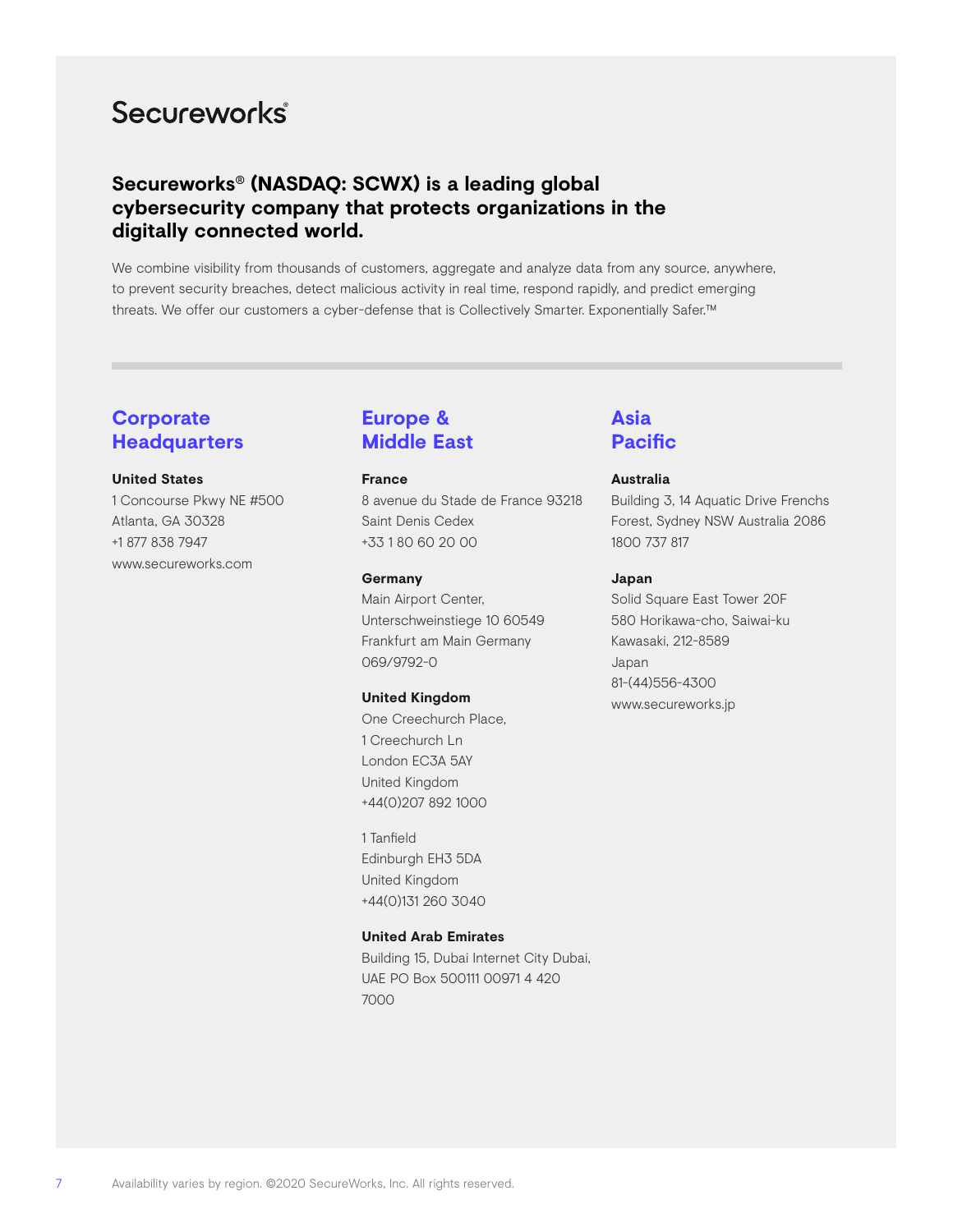# Secureworks®

## Secureworks® (NASDAQ: SCWX) is a leading global cybersecurity company that protects organizations in the digitally connected world.

We combine visibility from thousands of customers, aggregate and analyze data from any source, anywhere, to prevent security breaches, detect malicious activity in real time, respond rapidly, and predict emerging threats. We offer our customers a cyber-defense that is Collectively Smarter. Exponentially Safer.™

## Corporate Headquarters

**United States**
1 Concourse Pkwy NE #500
Atlanta, GA 30328
+1 877 838 7947
www.secureworks.com

## Europe & Middle East

**France**
8 avenue du Stade de France 93218
Saint Denis Cedex
+33 1 80 60 20 00

**Germany**
Main Airport Center,
Unterschweinstiege 10 60549
Frankfurt am Main Germany
069/9792-0

**United Kingdom**
One Creechurch Place,
1 Creechurch Ln
London EC3A 5AY
United Kingdom
+44(0)207 892 1000

1 Tanfield
Edinburgh EH3 5DA
United Kingdom
+44(0)131 260 3040

**United Arab Emirates**
Building 15, Dubai Internet City Dubai,
UAE PO Box 500111 00971 4 420
7000

## Asia Pacific

**Australia**
Building 3, 14 Aquatic Drive Frenchs
Forest, Sydney NSW Australia 2086
1800 737 817

**Japan**
Solid Square East Tower 20F
580 Horikawa-cho, Saiwai-ku
Kawasaki, 212-8589
Japan
81-(44)556-4300
www.secureworks.jp

Availability varies by region. ©2020 SecureWorks, Inc. All rights reserved.